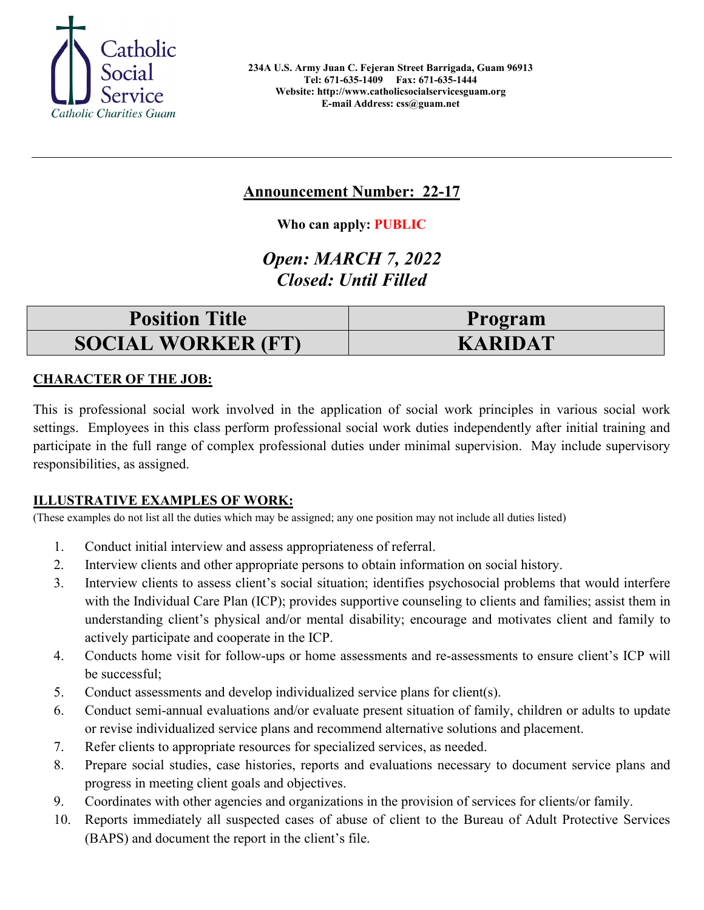Catholic Social Service
Catholic Charities Guam

**234A U.S. Army Juan C. Fejeran Street Barrigada, Guam 96913**
**Tel: 671-635-1409 Fax: 671-635-1444**
**Website: http://www.catholicsocialservicesguam.org**
**E-mail Address: css@guam.net**

---

## Announcement Number: 22-17

**Who can apply: PUBLIC**

***Open: MARCH 7, 2022***
***Closed: Until Filled***

| Position Title | Program |
|---|---|
| SOCIAL WORKER (FT) | KARIDAT |

**CHARACTER OF THE JOB:**

This is professional social work involved in the application of social work principles in various social work settings. Employees in this class perform professional social work duties independently after initial training and participate in the full range of complex professional duties under minimal supervision. May include supervisory responsibilities, as assigned.

**ILLUSTRATIVE EXAMPLES OF WORK:**

(These examples do not list all the duties which may be assigned; any one position may not include all duties listed)

1. Conduct initial interview and assess appropriateness of referral.
2. Interview clients and other appropriate persons to obtain information on social history.
3. Interview clients to assess client's social situation; identifies psychosocial problems that would interfere with the Individual Care Plan (ICP); provides supportive counseling to clients and families; assist them in understanding client's physical and/or mental disability; encourage and motivates client and family to actively participate and cooperate in the ICP.
4. Conducts home visit for follow-ups or home assessments and re-assessments to ensure client's ICP will be successful;
5. Conduct assessments and develop individualized service plans for client(s).
6. Conduct semi-annual evaluations and/or evaluate present situation of family, children or adults to update or revise individualized service plans and recommend alternative solutions and placement.
7. Refer clients to appropriate resources for specialized services, as needed.
8. Prepare social studies, case histories, reports and evaluations necessary to document service plans and progress in meeting client goals and objectives.
9. Coordinates with other agencies and organizations in the provision of services for clients/or family.
10. Reports immediately all suspected cases of abuse of client to the Bureau of Adult Protective Services (BAPS) and document the report in the client's file.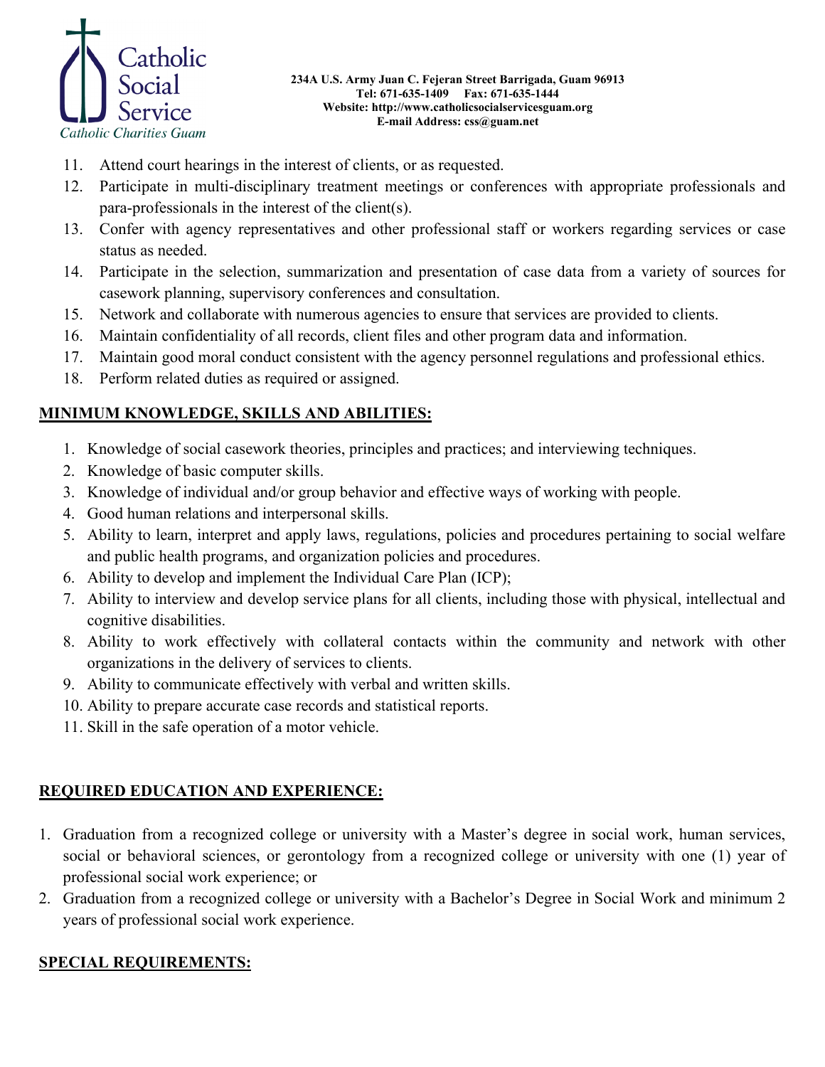11. Attend court hearings in the interest of clients, or as requested.
12. Participate in multi-disciplinary treatment meetings or conferences with appropriate professionals and para-professionals in the interest of the client(s).
13. Confer with agency representatives and other professional staff or workers regarding services or case status as needed.
14. Participate in the selection, summarization and presentation of case data from a variety of sources for casework planning, supervisory conferences and consultation.
15. Network and collaborate with numerous agencies to ensure that services are provided to clients.
16. Maintain confidentiality of all records, client files and other program data and information.
17. Maintain good moral conduct consistent with the agency personnel regulations and professional ethics.
18. Perform related duties as required or assigned.

## MINIMUM KNOWLEDGE, SKILLS AND ABILITIES:

1. Knowledge of social casework theories, principles and practices; and interviewing techniques.
2. Knowledge of basic computer skills.
3. Knowledge of individual and/or group behavior and effective ways of working with people.
4. Good human relations and interpersonal skills.
5. Ability to learn, interpret and apply laws, regulations, policies and procedures pertaining to social welfare and public health programs, and organization policies and procedures.
6. Ability to develop and implement the Individual Care Plan (ICP);
7. Ability to interview and develop service plans for all clients, including those with physical, intellectual and cognitive disabilities.
8. Ability to work effectively with collateral contacts within the community and network with other organizations in the delivery of services to clients.
9. Ability to communicate effectively with verbal and written skills.
10. Ability to prepare accurate case records and statistical reports.
11. Skill in the safe operation of a motor vehicle.

## REQUIRED EDUCATION AND EXPERIENCE:

1. Graduation from a recognized college or university with a Master's degree in social work, human services, social or behavioral sciences, or gerontology from a recognized college or university with one (1) year of professional social work experience; or
2. Graduation from a recognized college or university with a Bachelor's Degree in Social Work and minimum 2 years of professional social work experience.

## SPECIAL REQUIREMENTS: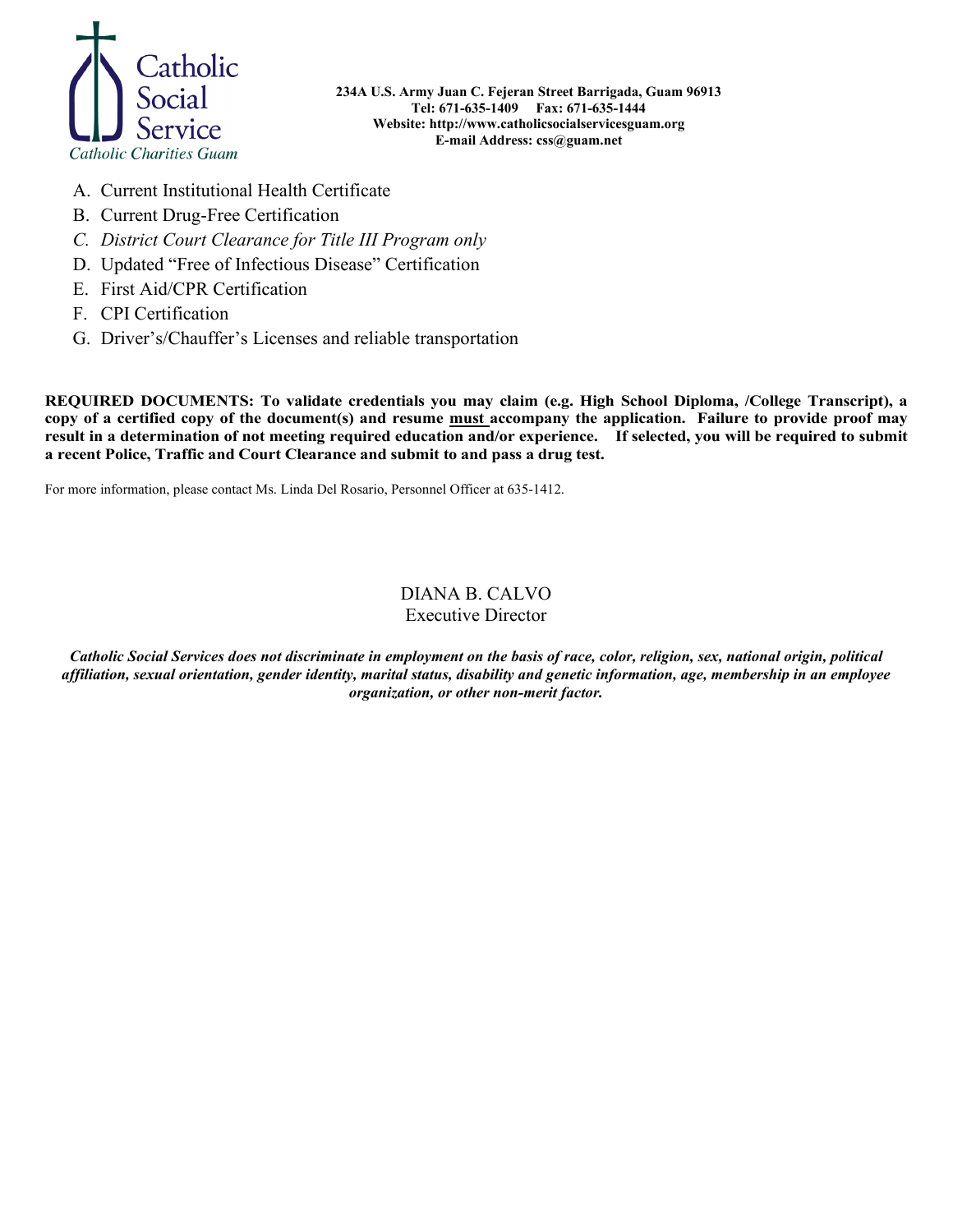234A U.S. Army Juan C. Fejeran Street Barrigada, Guam 96913
Tel: 671-635-1409 Fax: 671-635-1444
Website: http://www.catholicsocialservicesguam.org
E-mail Address: css@guam.net

A. Current Institutional Health Certificate
B. Current Drug-Free Certification
*C. District Court Clearance for Title III Program only*
D. Updated "Free of Infectious Disease" Certification
E. First Aid/CPR Certification
F. CPI Certification
G. Driver's/Chauffer's Licenses and reliable transportation

**REQUIRED DOCUMENTS: To validate credentials you may claim (e.g. High School Diploma, /College Transcript), a copy of a certified copy of the document(s) and resume <u>must</u> accompany the application. Failure to provide proof may result in a determination of not meeting required education and/or experience. If selected, you will be required to submit a recent Police, Traffic and Court Clearance and submit to and pass a drug test.**

For more information, please contact Ms. Linda Del Rosario, Personnel Officer at 635-1412.

DIANA B. CALVO
Executive Director

***Catholic Social Services does not discriminate in employment on the basis of race, color, religion, sex, national origin, political affiliation, sexual orientation, gender identity, marital status, disability and genetic information, age, membership in an employee organization, or other non-merit factor.***